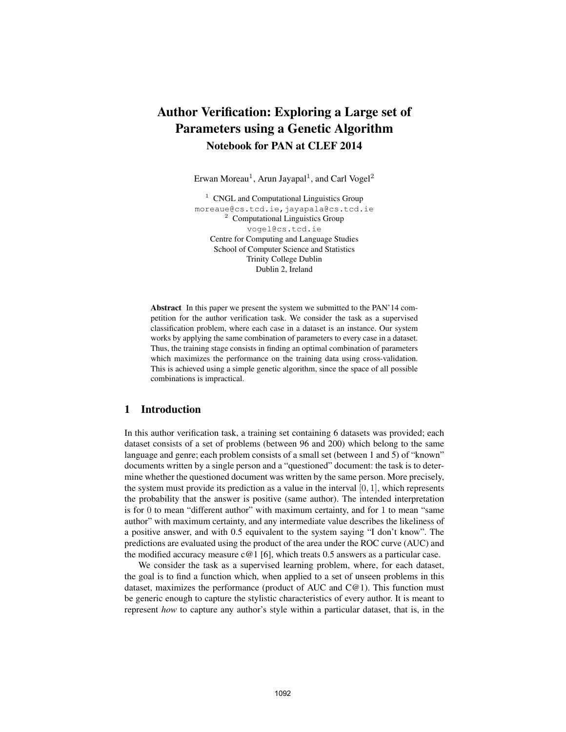# Author Verification: Exploring a Large set of Parameters using a Genetic Algorithm

## Notebook for PAN at CLEF 2014

Erwan Moreau[1], Arun Jayapal[1], and Carl Vogel[2]

[1] CNGL and Computational Linguistics Group
moreaue@cs.tcd.ie, jayapala@cs.tcd.ie
[2] Computational Linguistics Group
vogel@cs.tcd.ie
Centre for Computing and Language Studies
School of Computer Science and Statistics
Trinity College Dublin
Dublin 2, Ireland

**Abstract** In this paper we present the system we submitted to the PAN'14 competition for the author verification task. We consider the task as a supervised classification problem, where each case in a dataset is an instance. Our system works by applying the same combination of parameters to every case in a dataset. Thus, the training stage consists in finding an optimal combination of parameters which maximizes the performance on the training data using cross-validation. This is achieved using a simple genetic algorithm, since the space of all possible combinations is impractical.

## 1 Introduction

In this author verification task, a training set containing 6 datasets was provided; each dataset consists of a set of problems (between 96 and 200) which belong to the same language and genre; each problem consists of a small set (between 1 and 5) of "known" documents written by a single person and a "questioned" document: the task is to determine whether the questioned document was written by the same person. More precisely, the system must provide its prediction as a value in the interval $[0, 1]$, which represents the probability that the answer is positive (same author). The intended interpretation is for $0$ to mean "different author" with maximum certainty, and for $1$ to mean "same author" with maximum certainty, and any intermediate value describes the likeliness of a positive answer, and with 0.5 equivalent to the system saying "I don't know". The predictions are evaluated using the product of the area under the ROC curve (AUC) and the modified accuracy measure c@1 [6], which treats 0.5 answers as a particular case.

We consider the task as a supervised learning problem, where, for each dataset, the goal is to find a function which, when applied to a set of unseen problems in this dataset, maximizes the performance (product of AUC and C@1). This function must be generic enough to capture the stylistic characteristics of every author. It is meant to represent *how* to capture any author's style within a particular dataset, that is, in the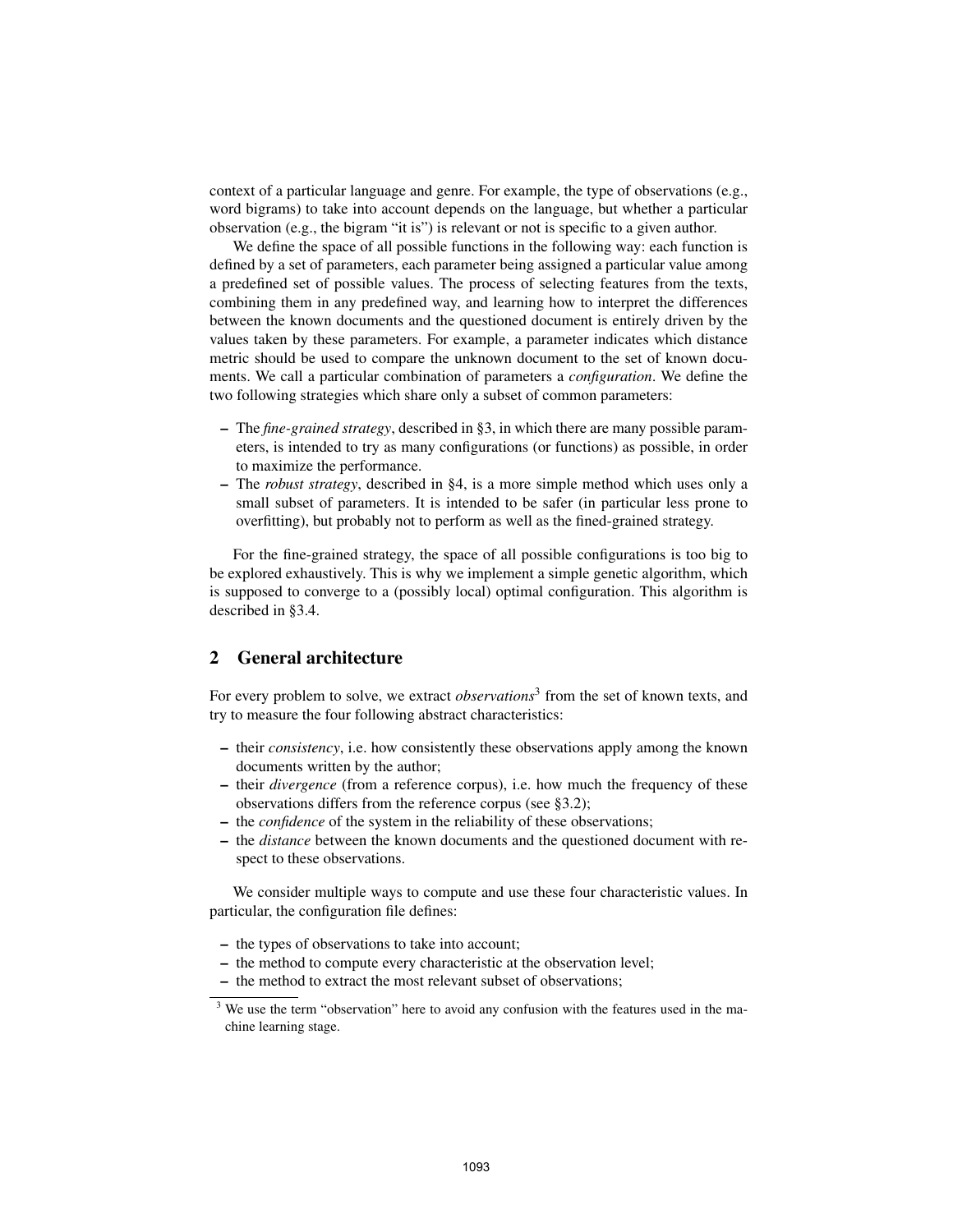context of a particular language and genre. For example, the type of observations (e.g., word bigrams) to take into account depends on the language, but whether a particular observation (e.g., the bigram "it is") is relevant or not is specific to a given author.

We define the space of all possible functions in the following way: each function is defined by a set of parameters, each parameter being assigned a particular value among a predefined set of possible values. The process of selecting features from the texts, combining them in any predefined way, and learning how to interpret the differences between the known documents and the questioned document is entirely driven by the values taken by these parameters. For example, a parameter indicates which distance metric should be used to compare the unknown document to the set of known documents. We call a particular combination of parameters a *configuration*. We define the two following strategies which share only a subset of common parameters:

- The *fine-grained strategy*, described in §3, in which there are many possible parameters, is intended to try as many configurations (or functions) as possible, in order to maximize the performance.
- The *robust strategy*, described in §4, is a more simple method which uses only a small subset of parameters. It is intended to be safer (in particular less prone to overfitting), but probably not to perform as well as the fined-grained strategy.

For the fine-grained strategy, the space of all possible configurations is too big to be explored exhaustively. This is why we implement a simple genetic algorithm, which is supposed to converge to a (possibly local) optimal configuration. This algorithm is described in §3.4.

## 2 General architecture

For every problem to solve, we extract *observations*[3] from the set of known texts, and try to measure the four following abstract characteristics:

- their *consistency*, i.e. how consistently these observations apply among the known documents written by the author;
- their *divergence* (from a reference corpus), i.e. how much the frequency of these observations differs from the reference corpus (see §3.2);
- the *confidence* of the system in the reliability of these observations;
- the *distance* between the known documents and the questioned document with respect to these observations.

We consider multiple ways to compute and use these four characteristic values. In particular, the configuration file defines:

- the types of observations to take into account;
- the method to compute every characteristic at the observation level;
- the method to extract the most relevant subset of observations;

[3] We use the term "observation" here to avoid any confusion with the features used in the machine learning stage.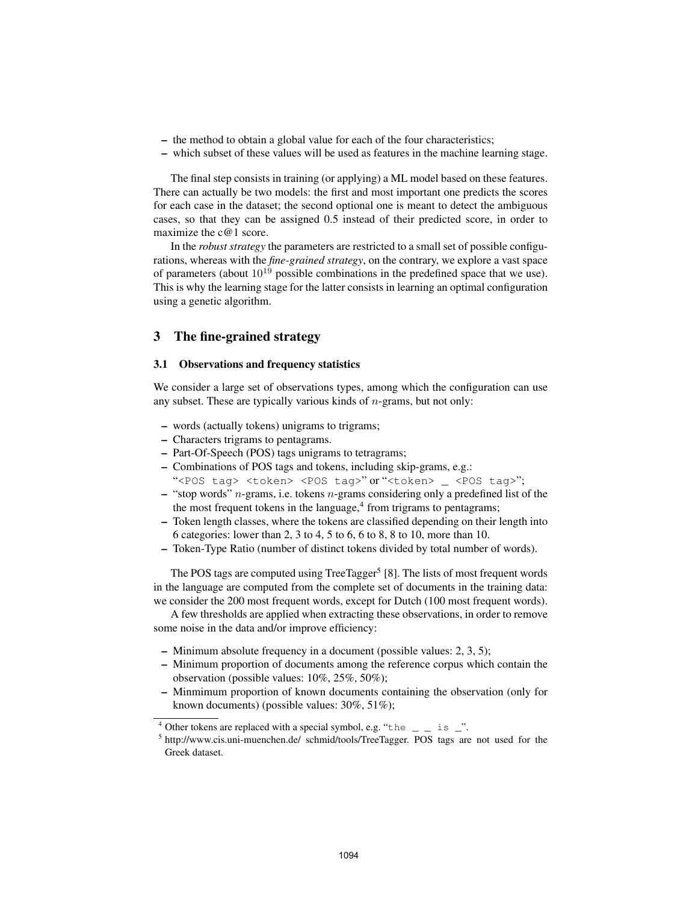- the method to obtain a global value for each of the four characteristics;
- which subset of these values will be used as features in the machine learning stage.

The final step consists in training (or applying) a ML model based on these features. There can actually be two models: the first and most important one predicts the scores for each case in the dataset; the second optional one is meant to detect the ambiguous cases, so that they can be assigned 0.5 instead of their predicted score, in order to maximize the c@1 score.

In the *robust strategy* the parameters are restricted to a small set of possible configurations, whereas with the *fine-grained strategy*, on the contrary, we explore a vast space of parameters (about $10^{19}$ possible combinations in the predefined space that we use). This is why the learning stage for the latter consists in learning an optimal configuration using a genetic algorithm.

## 3 The fine-grained strategy

### 3.1 Observations and frequency statistics

We consider a large set of observations types, among which the configuration can use any subset. These are typically various kinds of $n$-grams, but not only:

- words (actually tokens) unigrams to trigrams;
- Characters trigrams to pentagrams.
- Part-Of-Speech (POS) tags unigrams to tetragrams;
- Combinations of POS tags and tokens, including skip-grams, e.g.: "`<POS tag> <token> <POS tag>`" or "`<token> _ <POS tag>`";
- "stop words" $n$-grams, i.e. tokens $n$-grams considering only a predefined list of the the most frequent tokens in the language,[4] from trigrams to pentagrams;
- Token length classes, where the tokens are classified depending on their length into 6 categories: lower than 2, 3 to 4, 5 to 6, 6 to 8, 8 to 10, more than 10.
- Token-Type Ratio (number of distinct tokens divided by total number of words).

The POS tags are computed using TreeTagger[5] [8]. The lists of most frequent words in the language are computed from the complete set of documents in the training data: we consider the 200 most frequent words, except for Dutch (100 most frequent words).

A few thresholds are applied when extracting these observations, in order to remove some noise in the data and/or improve efficiency:

- Minimum absolute frequency in a document (possible values: 2, 3, 5);
- Minimum proportion of documents among the reference corpus which contain the observation (possible values: 10%, 25%, 50%);
- Minmimum proportion of known documents containing the observation (only for known documents) (possible values: 30%, 51%);

[4] Other tokens are replaced with a special symbol, e.g. "`the _ _ is _`".

[5] http://www.cis.uni-muenchen.de/ schmid/tools/TreeTagger. POS tags are not used for the Greek dataset.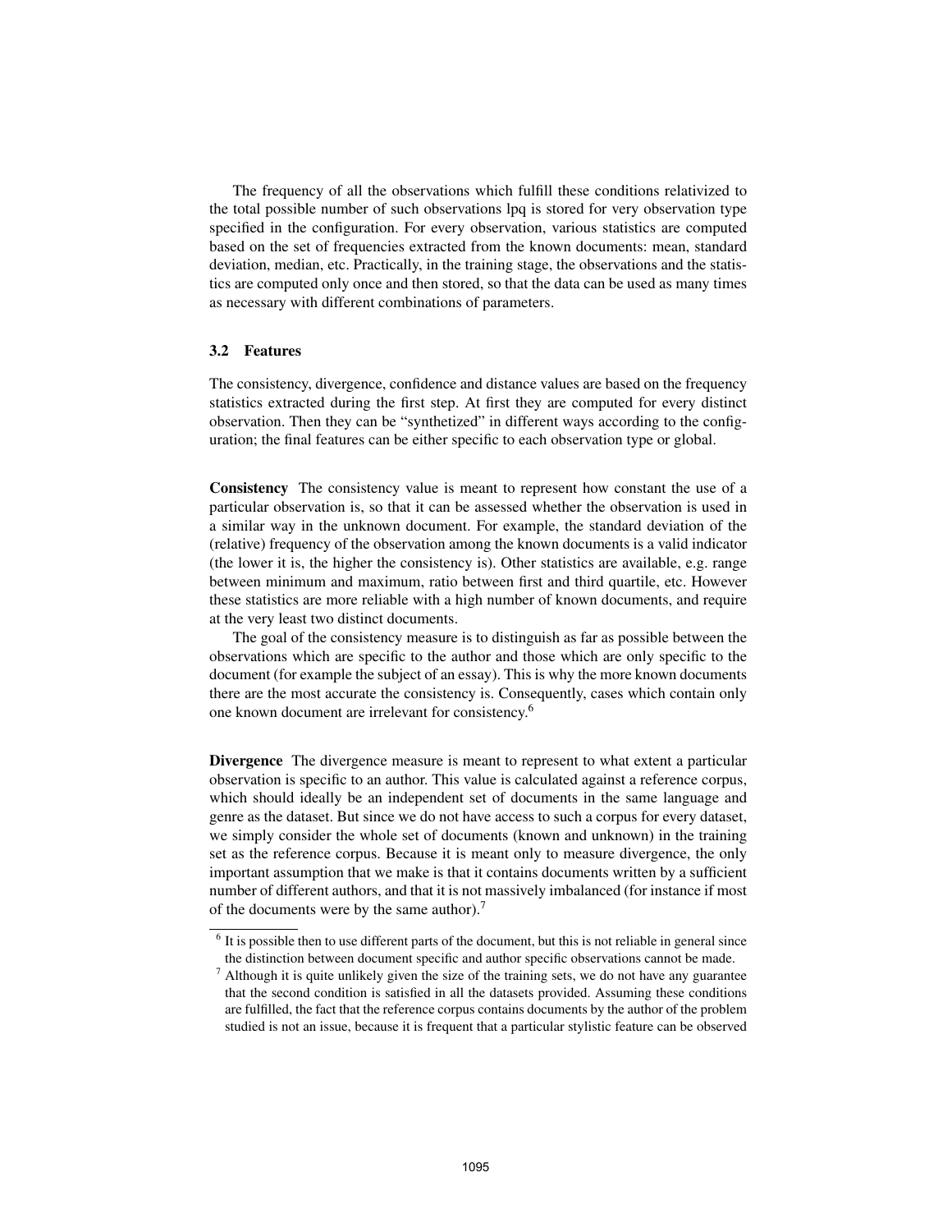The frequency of all the observations which fulfill these conditions relativized to the total possible number of such observations lpq is stored for very observation type specified in the configuration. For every observation, various statistics are computed based on the set of frequencies extracted from the known documents: mean, standard deviation, median, etc. Practically, in the training stage, the observations and the statistics are computed only once and then stored, so that the data can be used as many times as necessary with different combinations of parameters.

### 3.2 Features

The consistency, divergence, confidence and distance values are based on the frequency statistics extracted during the first step. At first they are computed for every distinct observation. Then they can be "synthetized" in different ways according to the configuration; the final features can be either specific to each observation type or global.

**Consistency** The consistency value is meant to represent how constant the use of a particular observation is, so that it can be assessed whether the observation is used in a similar way in the unknown document. For example, the standard deviation of the (relative) frequency of the observation among the known documents is a valid indicator (the lower it is, the higher the consistency is). Other statistics are available, e.g. range between minimum and maximum, ratio between first and third quartile, etc. However these statistics are more reliable with a high number of known documents, and require at the very least two distinct documents.

The goal of the consistency measure is to distinguish as far as possible between the observations which are specific to the author and those which are only specific to the document (for example the subject of an essay). This is why the more known documents there are the most accurate the consistency is. Consequently, cases which contain only one known document are irrelevant for consistency.[6]

**Divergence** The divergence measure is meant to represent to what extent a particular observation is specific to an author. This value is calculated against a reference corpus, which should ideally be an independent set of documents in the same language and genre as the dataset. But since we do not have access to such a corpus for every dataset, we simply consider the whole set of documents (known and unknown) in the training set as the reference corpus. Because it is meant only to measure divergence, the only important assumption that we make is that it contains documents written by a sufficient number of different authors, and that it is not massively imbalanced (for instance if most of the documents were by the same author).[7]

[6] It is possible then to use different parts of the document, but this is not reliable in general since the distinction between document specific and author specific observations cannot be made.

[7] Although it is quite unlikely given the size of the training sets, we do not have any guarantee that the second condition is satisfied in all the datasets provided. Assuming these conditions are fulfilled, the fact that the reference corpus contains documents by the author of the problem studied is not an issue, because it is frequent that a particular stylistic feature can be observed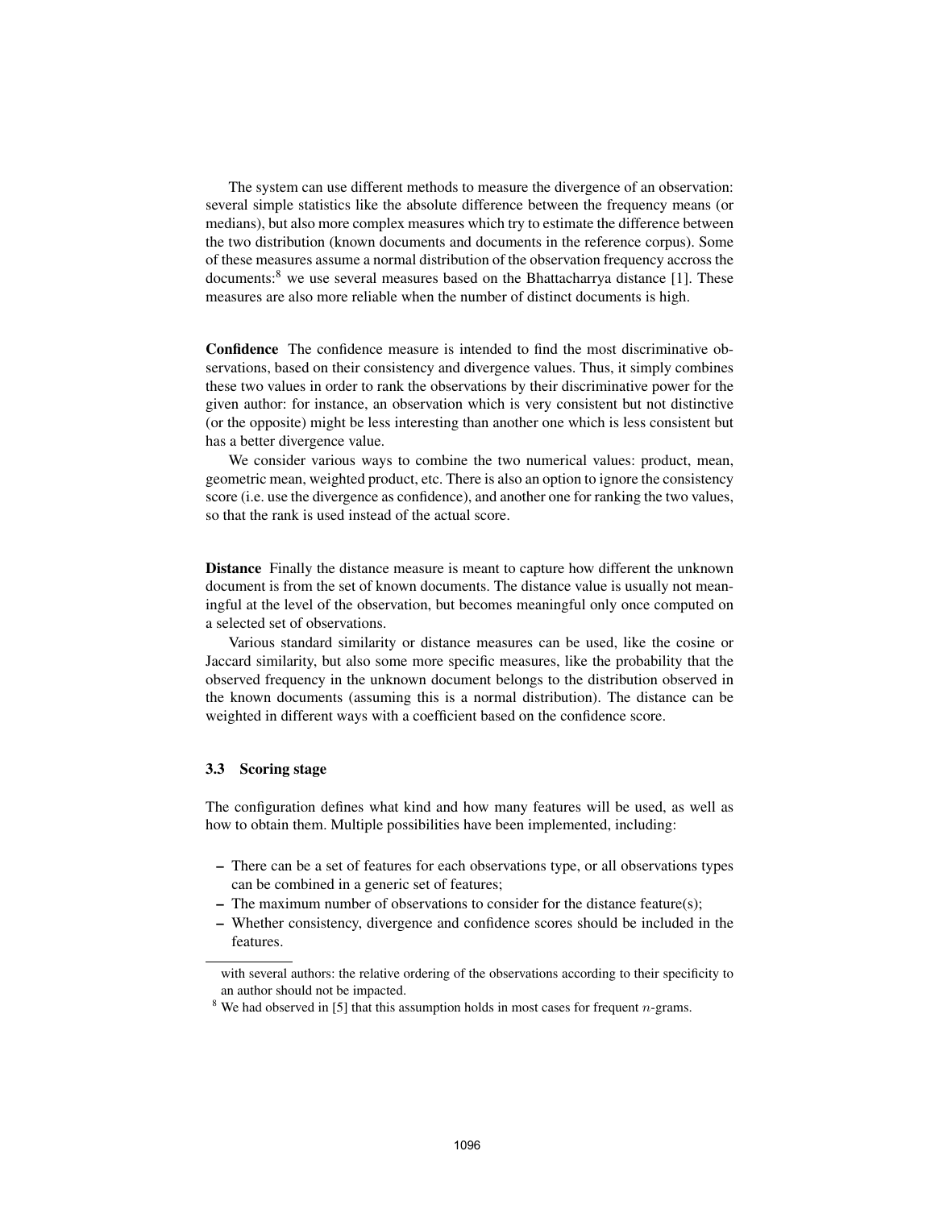The system can use different methods to measure the divergence of an observation: several simple statistics like the absolute difference between the frequency means (or medians), but also more complex measures which try to estimate the difference between the two distribution (known documents and documents in the reference corpus). Some of these measures assume a normal distribution of the observation frequency accross the documents:[8] we use several measures based on the Bhattacharrya distance [1]. These measures are also more reliable when the number of distinct documents is high.

**Confidence** The confidence measure is intended to find the most discriminative observations, based on their consistency and divergence values. Thus, it simply combines these two values in order to rank the observations by their discriminative power for the given author: for instance, an observation which is very consistent but not distinctive (or the opposite) might be less interesting than another one which is less consistent but has a better divergence value.

We consider various ways to combine the two numerical values: product, mean, geometric mean, weighted product, etc. There is also an option to ignore the consistency score (i.e. use the divergence as confidence), and another one for ranking the two values, so that the rank is used instead of the actual score.

**Distance** Finally the distance measure is meant to capture how different the unknown document is from the set of known documents. The distance value is usually not meaningful at the level of the observation, but becomes meaningful only once computed on a selected set of observations.

Various standard similarity or distance measures can be used, like the cosine or Jaccard similarity, but also some more specific measures, like the probability that the observed frequency in the unknown document belongs to the distribution observed in the known documents (assuming this is a normal distribution). The distance can be weighted in different ways with a coefficient based on the confidence score.

### 3.3 Scoring stage

The configuration defines what kind and how many features will be used, as well as how to obtain them. Multiple possibilities have been implemented, including:

- There can be a set of features for each observations type, or all observations types can be combined in a generic set of features;
- The maximum number of observations to consider for the distance feature(s);
- Whether consistency, divergence and confidence scores should be included in the features.

with several authors: the relative ordering of the observations according to their specificity to an author should not be impacted.

[8] We had observed in [5] that this assumption holds in most cases for frequent $n$-grams.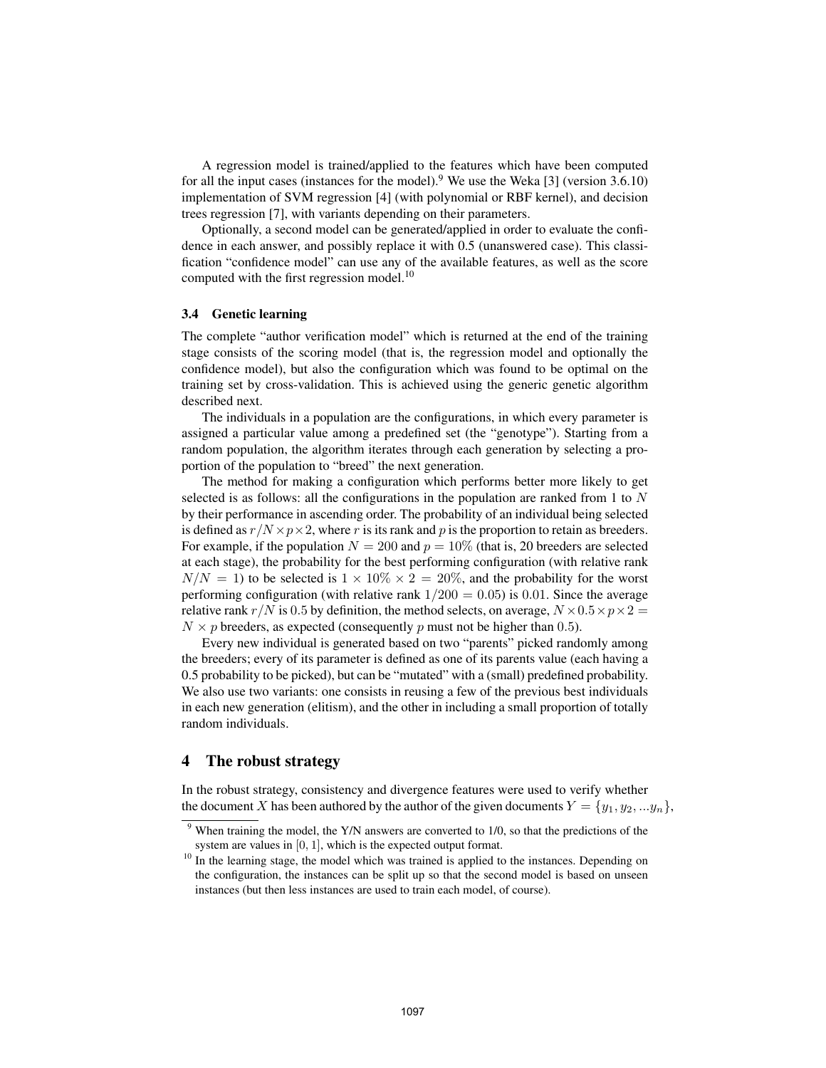A regression model is trained/applied to the features which have been computed for all the input cases (instances for the model).[9] We use the Weka [3] (version 3.6.10) implementation of SVM regression [4] (with polynomial or RBF kernel), and decision trees regression [7], with variants depending on their parameters.

Optionally, a second model can be generated/applied in order to evaluate the confidence in each answer, and possibly replace it with 0.5 (unanswered case). This classification "confidence model" can use any of the available features, as well as the score computed with the first regression model.[10]

### 3.4 Genetic learning

The complete "author verification model" which is returned at the end of the training stage consists of the scoring model (that is, the regression model and optionally the confidence model), but also the configuration which was found to be optimal on the training set by cross-validation. This is achieved using the generic genetic algorithm described next.

The individuals in a population are the configurations, in which every parameter is assigned a particular value among a predefined set (the "genotype"). Starting from a random population, the algorithm iterates through each generation by selecting a proportion of the population to "breed" the next generation.

The method for making a configuration which performs better more likely to get selected is as follows: all the configurations in the population are ranked from 1 to $N$ by their performance in ascending order. The probability of an individual being selected is defined as $r/N \times p \times 2$, where $r$ is its rank and $p$ is the proportion to retain as breeders. For example, if the population $N = 200$ and $p = 10\%$ (that is, 20 breeders are selected at each stage), the probability for the best performing configuration (with relative rank $N/N = 1$) to be selected is $1 \times 10\% \times 2 = 20\%$, and the probability for the worst performing configuration (with relative rank $1/200 = 0.05$) is $0.01$. Since the average relative rank $r/N$ is $0.5$ by definition, the method selects, on average, $N \times 0.5 \times p \times 2 = N \times p$ breeders, as expected (consequently $p$ must not be higher than $0.5$).

Every new individual is generated based on two "parents" picked randomly among the breeders; every of its parameter is defined as one of its parents value (each having a 0.5 probability to be picked), but can be "mutated" with a (small) predefined probability. We also use two variants: one consists in reusing a few of the previous best individuals in each new generation (elitism), and the other in including a small proportion of totally random individuals.

## 4 The robust strategy

In the robust strategy, consistency and divergence features were used to verify whether the document $X$ has been authored by the author of the given documents $Y = \{y_1, y_2, ...y_n\}$,

[9] When training the model, the Y/N answers are converted to 1/0, so that the predictions of the system are values in $[0, 1]$, which is the expected output format.

[10] In the learning stage, the model which was trained is applied to the instances. Depending on the configuration, the instances can be split up so that the second model is based on unseen instances (but then less instances are used to train each model, of course).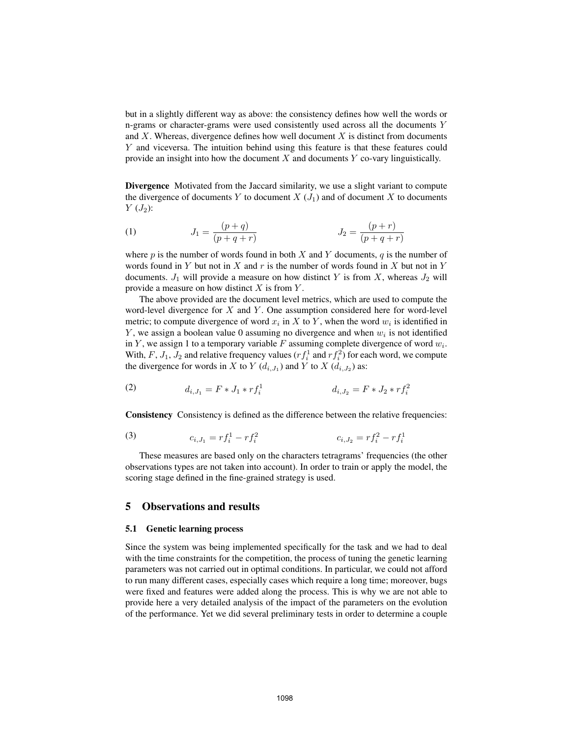but in a slightly different way as above: the consistency defines how well the words or n-grams or character-grams were used consistently used across all the documents $Y$ and $X$. Whereas, divergence defines how well document $X$ is distinct from documents $Y$ and viceversa. The intuition behind using this feature is that these features could provide an insight into how the document $X$ and documents $Y$ co-vary linguistically.

**Divergence** Motivated from the Jaccard similarity, we use a slight variant to compute the divergence of documents $Y$ to document $X$ ($J_1$) and of document $X$ to documents $Y$ ($J_2$):

$$J_1 = \frac{(p+q)}{(p+q+r)} \qquad\qquad J_2 = \frac{(p+r)}{(p+q+r)} \tag{1}$$

where $p$ is the number of words found in both $X$ and $Y$ documents, $q$ is the number of words found in $Y$ but not in $X$ and $r$ is the number of words found in $X$ but not in $Y$ documents. $J_1$ will provide a measure on how distinct $Y$ is from $X$, whereas $J_2$ will provide a measure on how distinct $X$ is from $Y$.

The above provided are the document level metrics, which are used to compute the word-level divergence for $X$ and $Y$. One assumption considered here for word-level metric; to compute divergence of word $x_i$ in $X$ to $Y$, when the word $w_i$ is identified in $Y$, we assign a boolean value 0 assuming no divergence and when $w_i$ is not identified in $Y$, we assign 1 to a temporary variable $F$ assuming complete divergence of word $w_i$. With, $F$, $J_1$, $J_2$ and relative frequency values ($rf_i^1$ and $rf_i^2$) for each word, we compute the divergence for words in $X$ to $Y$ ($d_{i,J_1}$) and $Y$ to $X$ ($d_{i,J_2}$) as:

$$d_{i,J_1} = F * J_1 * rf_i^1 \qquad\qquad d_{i,J_2} = F * J_2 * rf_i^2 \tag{2}$$

**Consistency** Consistency is defined as the difference between the relative frequencies:

$$c_{i,J_1} = rf_i^1 - rf_i^2 \qquad\qquad c_{i,J_2} = rf_i^2 - rf_i^1 \tag{3}$$

These measures are based only on the characters tetragrams' frequencies (the other observations types are not taken into account). In order to train or apply the model, the scoring stage defined in the fine-grained strategy is used.

## 5 Observations and results

### 5.1 Genetic learning process

Since the system was being implemented specifically for the task and we had to deal with the time constraints for the competition, the process of tuning the genetic learning parameters was not carried out in optimal conditions. In particular, we could not afford to run many different cases, especially cases which require a long time; moreover, bugs were fixed and features were added along the process. This is why we are not able to provide here a very detailed analysis of the impact of the parameters on the evolution of the performance. Yet we did several preliminary tests in order to determine a couple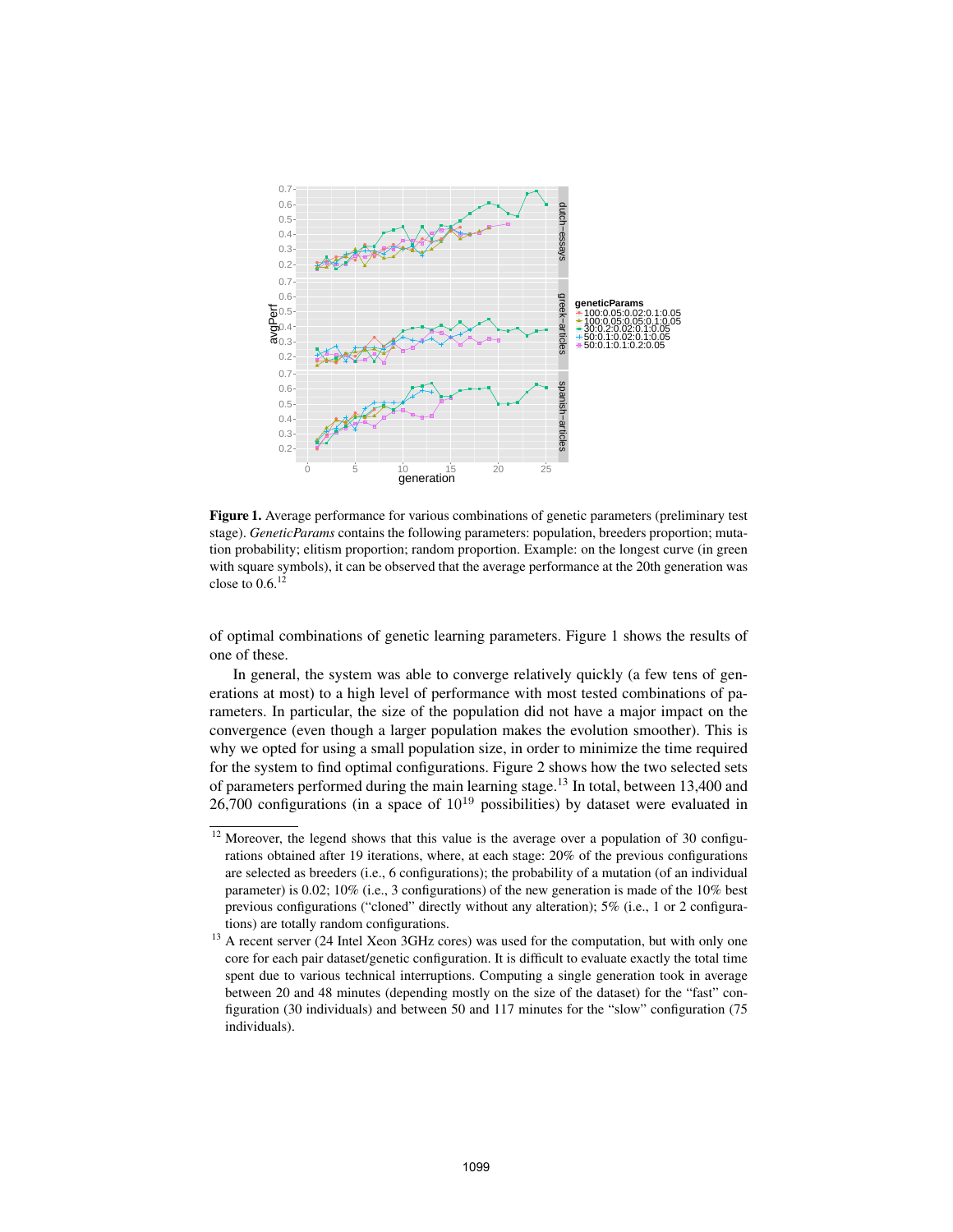**Figure 1.** Average performance for various combinations of genetic parameters (preliminary test stage). *GeneticParams* contains the following parameters: population, breeders proportion; mutation probability; elitism proportion; random proportion. Example: on the longest curve (in green with square symbols), it can be observed that the average performance at the 20th generation was close to 0.6.[12]

of optimal combinations of genetic learning parameters. Figure 1 shows the results of one of these.

In general, the system was able to converge relatively quickly (a few tens of generations at most) to a high level of performance with most tested combinations of parameters. In particular, the size of the population did not have a major impact on the convergence (even though a larger population makes the evolution smoother). This is why we opted for using a small population size, in order to minimize the time required for the system to find optimal configurations. Figure 2 shows how the two selected sets of parameters performed during the main learning stage.[13] In total, between 13,400 and 26,700 configurations (in a space of $10^{19}$ possibilities) by dataset were evaluated in

[12] Moreover, the legend shows that this value is the average over a population of 30 configurations obtained after 19 iterations, where, at each stage: 20% of the previous configurations are selected as breeders (i.e., 6 configurations); the probability of a mutation (of an individual parameter) is 0.02; 10% (i.e., 3 configurations) of the new generation is made of the 10% best previous configurations ("cloned" directly without any alteration); 5% (i.e., 1 or 2 configurations) are totally random configurations.

[13] A recent server (24 Intel Xeon 3GHz cores) was used for the computation, but with only one core for each pair dataset/genetic configuration. It is difficult to evaluate exactly the total time spent due to various technical interruptions. Computing a single generation took in average between 20 and 48 minutes (depending mostly on the size of the dataset) for the "fast" configuration (30 individuals) and between 50 and 117 minutes for the "slow" configuration (75 individuals).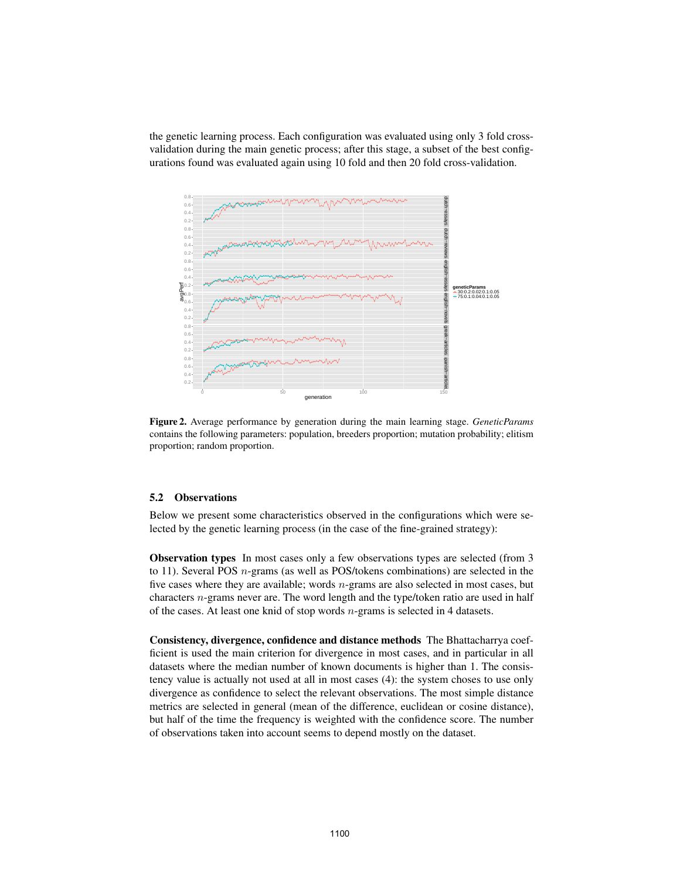the genetic learning process. Each configuration was evaluated using only 3 fold cross-validation during the main genetic process; after this stage, a subset of the best configurations found was evaluated again using 10 fold and then 20 fold cross-validation.

**Figure 2.** Average performance by generation during the main learning stage. *GeneticParams* contains the following parameters: population, breeders proportion; mutation probability; elitism proportion; random proportion.

### 5.2 Observations

Below we present some characteristics observed in the configurations which were selected by the genetic learning process (in the case of the fine-grained strategy):

**Observation types** In most cases only a few observations types are selected (from 3 to 11). Several POS $n$-grams (as well as POS/tokens combinations) are selected in the five cases where they are available; words $n$-grams are also selected in most cases, but characters $n$-grams never are. The word length and the type/token ratio are used in half of the cases. At least one knid of stop words $n$-grams is selected in 4 datasets.

**Consistency, divergence, confidence and distance methods** The Bhattacharrya coefficient is used the main criterion for divergence in most cases, and in particular in all datasets where the median number of known documents is higher than 1. The consistency value is actually not used at all in most cases (4): the system choses to use only divergence as confidence to select the relevant observations. The most simple distance metrics are selected in general (mean of the difference, euclidean or cosine distance), but half of the time the frequency is weighted with the confidence score. The number of observations taken into account seems to depend mostly on the dataset.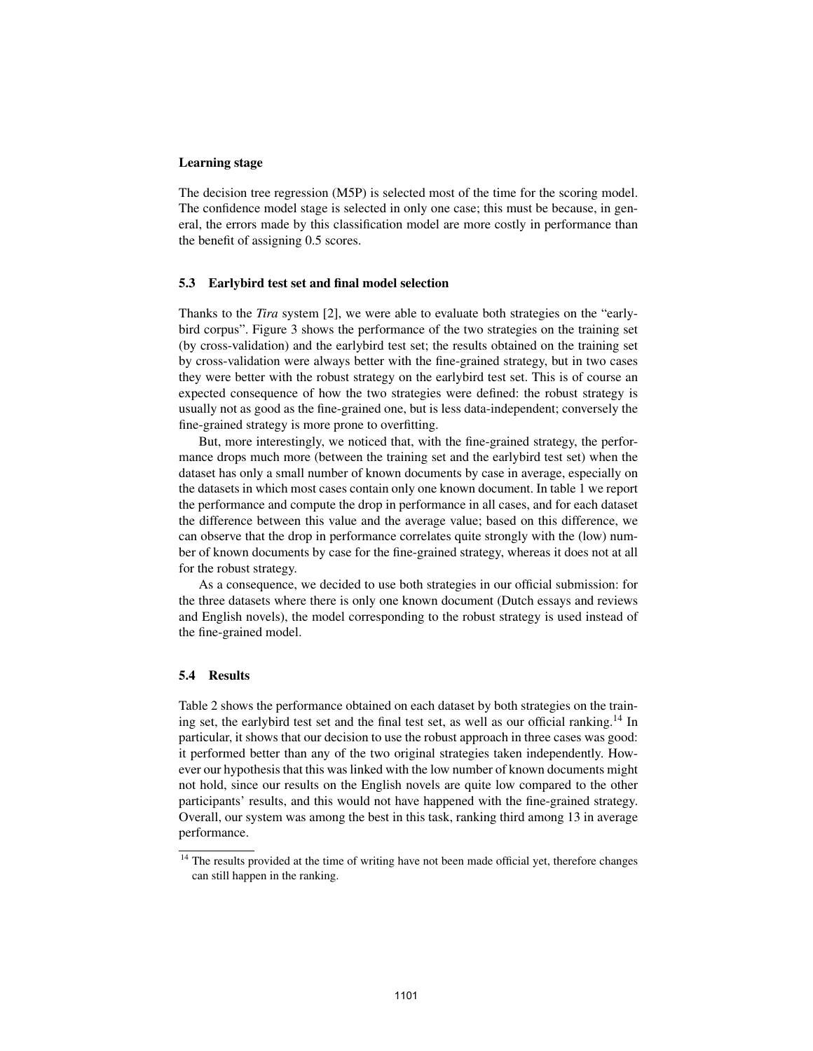#### Learning stage

The decision tree regression (M5P) is selected most of the time for the scoring model. The confidence model stage is selected in only one case; this must be because, in general, the errors made by this classification model are more costly in performance than the benefit of assigning 0.5 scores.

### 5.3 Earlybird test set and final model selection

Thanks to the *Tira* system [2], we were able to evaluate both strategies on the "earlybird corpus". Figure 3 shows the performance of the two strategies on the training set (by cross-validation) and the earlybird test set; the results obtained on the training set by cross-validation were always better with the fine-grained strategy, but in two cases they were better with the robust strategy on the earlybird test set. This is of course an expected consequence of how the two strategies were defined: the robust strategy is usually not as good as the fine-grained one, but is less data-independent; conversely the fine-grained strategy is more prone to overfitting.

But, more interestingly, we noticed that, with the fine-grained strategy, the performance drops much more (between the training set and the earlybird test set) when the dataset has only a small number of known documents by case in average, especially on the datasets in which most cases contain only one known document. In table 1 we report the performance and compute the drop in performance in all cases, and for each dataset the difference between this value and the average value; based on this difference, we can observe that the drop in performance correlates quite strongly with the (low) number of known documents by case for the fine-grained strategy, whereas it does not at all for the robust strategy.

As a consequence, we decided to use both strategies in our official submission: for the three datasets where there is only one known document (Dutch essays and reviews and English novels), the model corresponding to the robust strategy is used instead of the fine-grained model.

### 5.4 Results

Table 2 shows the performance obtained on each dataset by both strategies on the training set, the earlybird test set and the final test set, as well as our official ranking.[14] In particular, it shows that our decision to use the robust approach in three cases was good: it performed better than any of the two original strategies taken independently. However our hypothesis that this was linked with the low number of known documents might not hold, since our results on the English novels are quite low compared to the other participants' results, and this would not have happened with the fine-grained strategy. Overall, our system was among the best in this task, ranking third among 13 in average performance.

[14] The results provided at the time of writing have not been made official yet, therefore changes can still happen in the ranking.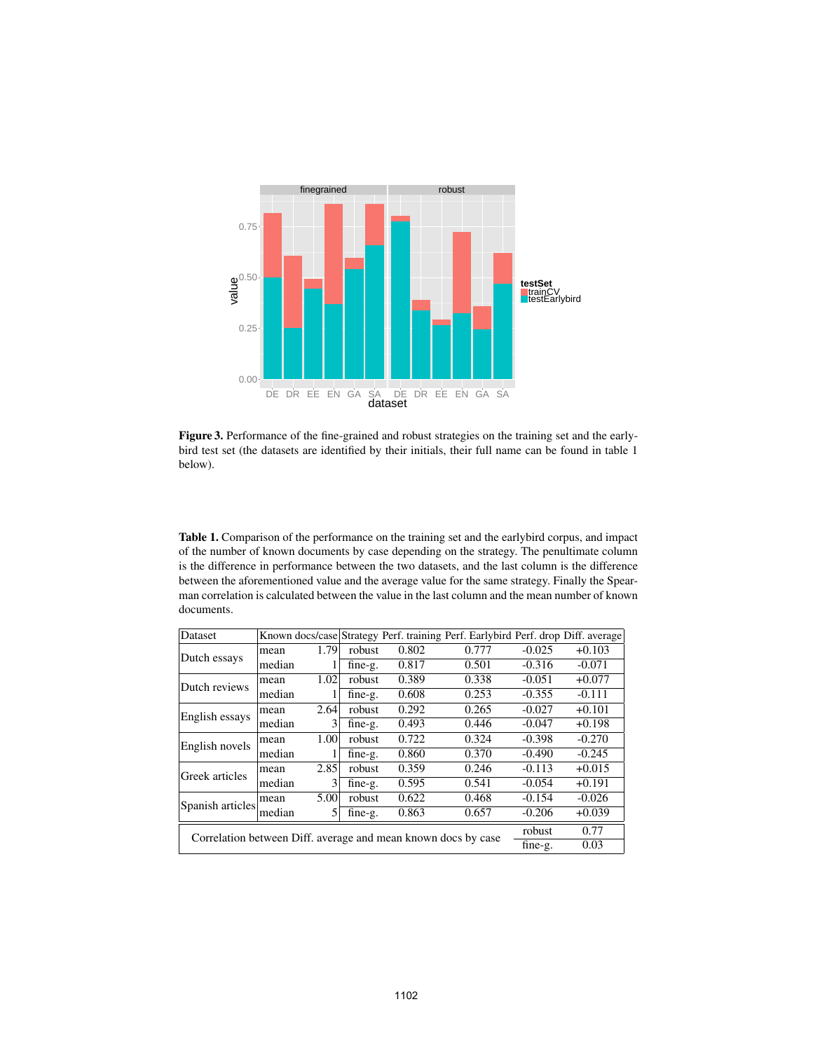**Figure 3.** Performance of the fine-grained and robust strategies on the training set and the early-bird test set (the datasets are identified by their initials, their full name can be found in table 1 below).

**Table 1.** Comparison of the performance on the training set and the earlybird corpus, and impact of the number of known documents by case depending on the strategy. The penultimate column is the difference in performance between the two datasets, and the last column is the difference between the aforementioned value and the average value for the same strategy. Finally the Spearman correlation is calculated between the value in the last column and the mean number of known documents.

| Dataset | Known docs/case | | Strategy | Perf. training | Perf. Earlybird | Perf. drop | Diff. average |
|---|---|---|---|---|---|---|---|
| Dutch essays | mean | 1.79 | robust | 0.802 | 0.777 | -0.025 | +0.103 |
| | median | 1 | fine-g. | 0.817 | 0.501 | -0.316 | -0.071 |
| Dutch reviews | mean | 1.02 | robust | 0.389 | 0.338 | -0.051 | +0.077 |
| | median | 1 | fine-g. | 0.608 | 0.253 | -0.355 | -0.111 |
| English essays | mean | 2.64 | robust | 0.292 | 0.265 | -0.027 | +0.101 |
| | median | 3 | fine-g. | 0.493 | 0.446 | -0.047 | +0.198 |
| English novels | mean | 1.00 | robust | 0.722 | 0.324 | -0.398 | -0.270 |
| | median | 1 | fine-g. | 0.860 | 0.370 | -0.490 | -0.245 |
| Greek articles | mean | 2.85 | robust | 0.359 | 0.246 | -0.113 | +0.015 |
| | median | 3 | fine-g. | 0.595 | 0.541 | -0.054 | +0.191 |
| Spanish articles | mean | 5.00 | robust | 0.622 | 0.468 | -0.154 | -0.026 |
| | median | 5 | fine-g. | 0.863 | 0.657 | -0.206 | +0.039 |
| Correlation between Diff. average and mean known docs by case | | | | | | robust | 0.77 |
| | | | | | | fine-g. | 0.03 |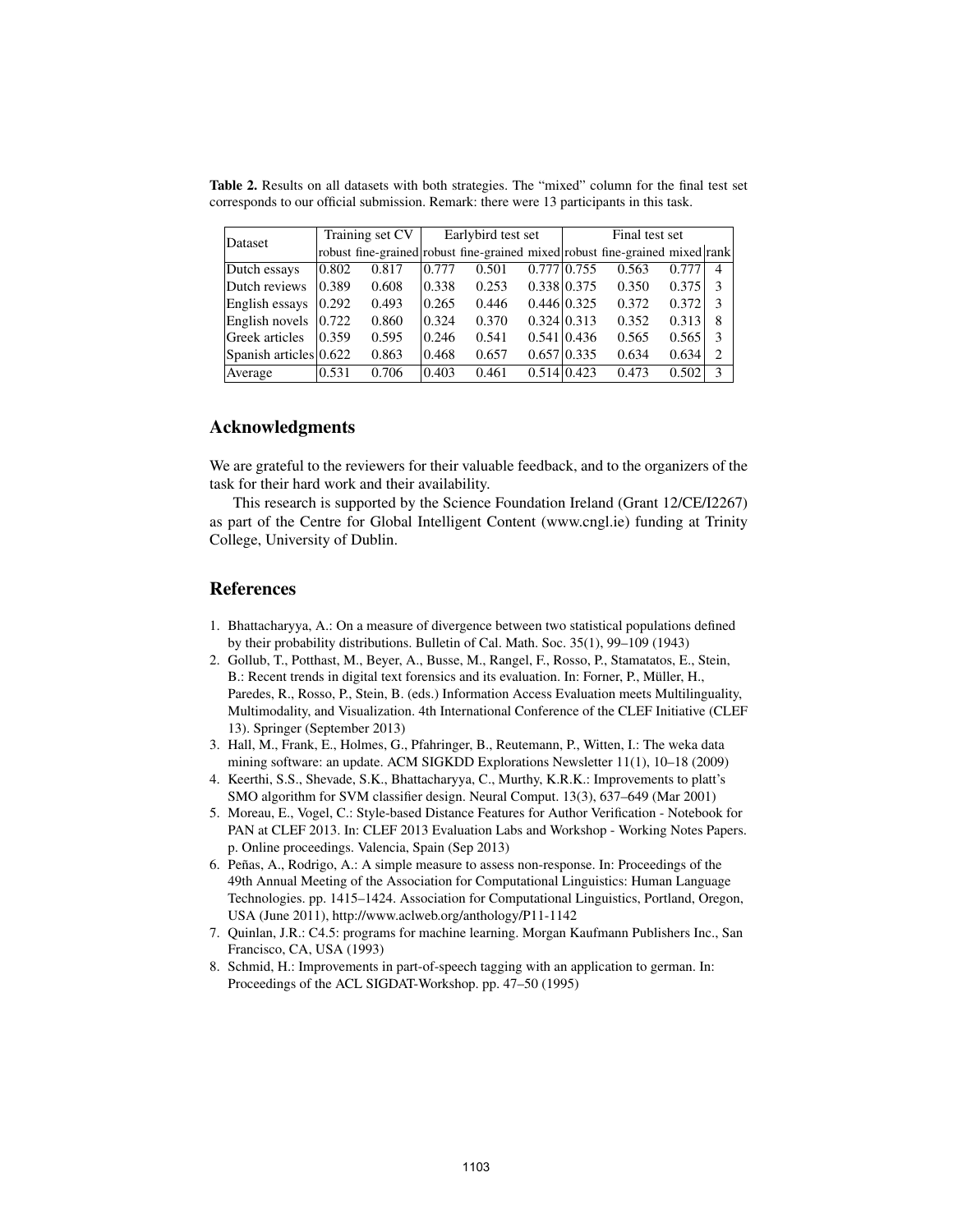**Table 2.** Results on all datasets with both strategies. The "mixed" column for the final test set corresponds to our official submission. Remark: there were 13 participants in this task.

| Dataset | Training set CV | | Earlybird test set | | | Final test set | | | |
|---|---|---|---|---|---|---|---|---|---|
| | robust | fine-grained | robust | fine-grained | mixed | robust | fine-grained | mixed | rank |
| Dutch essays | 0.802 | 0.817 | 0.777 | 0.501 | 0.777 | 0.755 | 0.563 | 0.777 | 4 |
| Dutch reviews | 0.389 | 0.608 | 0.338 | 0.253 | 0.338 | 0.375 | 0.350 | 0.375 | 3 |
| English essays | 0.292 | 0.493 | 0.265 | 0.446 | 0.446 | 0.325 | 0.372 | 0.372 | 3 |
| English novels | 0.722 | 0.860 | 0.324 | 0.370 | 0.324 | 0.313 | 0.352 | 0.313 | 8 |
| Greek articles | 0.359 | 0.595 | 0.246 | 0.541 | 0.541 | 0.436 | 0.565 | 0.565 | 3 |
| Spanish articles | 0.622 | 0.863 | 0.468 | 0.657 | 0.657 | 0.335 | 0.634 | 0.634 | 2 |
| Average | 0.531 | 0.706 | 0.403 | 0.461 | 0.514 | 0.423 | 0.473 | 0.502 | 3 |

## Acknowledgments

We are grateful to the reviewers for their valuable feedback, and to the organizers of the task for their hard work and their availability.

This research is supported by the Science Foundation Ireland (Grant 12/CE/I2267) as part of the Centre for Global Intelligent Content (www.cngl.ie) funding at Trinity College, University of Dublin.

## References

1. Bhattacharyya, A.: On a measure of divergence between two statistical populations defined by their probability distributions. Bulletin of Cal. Math. Soc. 35(1), 99–109 (1943)
2. Gollub, T., Potthast, M., Beyer, A., Busse, M., Rangel, F., Rosso, P., Stamatatos, E., Stein, B.: Recent trends in digital text forensics and its evaluation. In: Forner, P., Müller, H., Paredes, R., Rosso, P., Stein, B. (eds.) Information Access Evaluation meets Multilinguality, Multimodality, and Visualization. 4th International Conference of the CLEF Initiative (CLEF 13). Springer (September 2013)
3. Hall, M., Frank, E., Holmes, G., Pfahringer, B., Reutemann, P., Witten, I.: The weka data mining software: an update. ACM SIGKDD Explorations Newsletter 11(1), 10–18 (2009)
4. Keerthi, S.S., Shevade, S.K., Bhattacharyya, C., Murthy, K.R.K.: Improvements to platt's SMO algorithm for SVM classifier design. Neural Comput. 13(3), 637–649 (Mar 2001)
5. Moreau, E., Vogel, C.: Style-based Distance Features for Author Verification - Notebook for PAN at CLEF 2013. In: CLEF 2013 Evaluation Labs and Workshop - Working Notes Papers. p. Online proceedings. Valencia, Spain (Sep 2013)
6. Peñas, A., Rodrigo, A.: A simple measure to assess non-response. In: Proceedings of the 49th Annual Meeting of the Association for Computational Linguistics: Human Language Technologies. pp. 1415–1424. Association for Computational Linguistics, Portland, Oregon, USA (June 2011), http://www.aclweb.org/anthology/P11-1142
7. Quinlan, J.R.: C4.5: programs for machine learning. Morgan Kaufmann Publishers Inc., San Francisco, CA, USA (1993)
8. Schmid, H.: Improvements in part-of-speech tagging with an application to german. In: Proceedings of the ACL SIGDAT-Workshop. pp. 47–50 (1995)